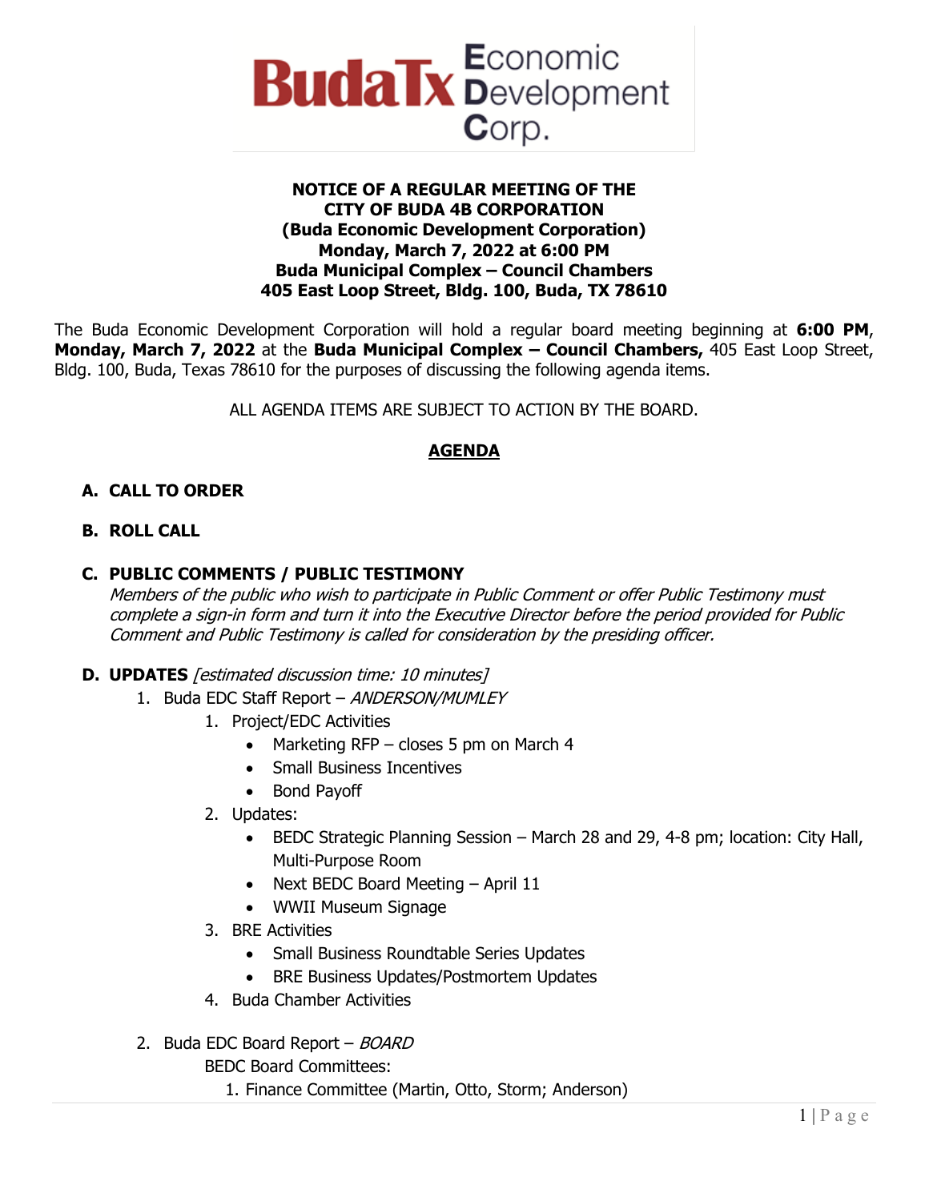**BudaTx Economic Development Corp.**

**NOTICE OF A REGULAR MEETING OF THE**
**CITY OF BUDA 4B CORPORATION**
**(Buda Economic Development Corporation)**
**Monday, March 7, 2022 at 6:00 PM**
**Buda Municipal Complex – Council Chambers**
**405 East Loop Street, Bldg. 100, Buda, TX 78610**

The Buda Economic Development Corporation will hold a regular board meeting beginning at **6:00 PM**, **Monday, March 7, 2022** at the **Buda Municipal Complex – Council Chambers,** 405 East Loop Street, Bldg. 100, Buda, Texas 78610 for the purposes of discussing the following agenda items.

ALL AGENDA ITEMS ARE SUBJECT TO ACTION BY THE BOARD.

## AGENDA

**A. CALL TO ORDER**

**B. ROLL CALL**

**C. PUBLIC COMMENTS / PUBLIC TESTIMONY**

*Members of the public who wish to participate in Public Comment or offer Public Testimony must complete a sign-in form and turn it into the Executive Director before the period provided for Public Comment and Public Testimony is called for consideration by the presiding officer.*

**D. UPDATES** *[estimated discussion time: 10 minutes]*

1. Buda EDC Staff Report – *ANDERSON/MUMLEY*
    1. Project/EDC Activities
        - Marketing RFP – closes 5 pm on March 4
        - Small Business Incentives
        - Bond Payoff
    2. Updates:
        - BEDC Strategic Planning Session – March 28 and 29, 4-8 pm; location: City Hall, Multi-Purpose Room
        - Next BEDC Board Meeting – April 11
        - WWII Museum Signage
    3. BRE Activities
        - Small Business Roundtable Series Updates
        - BRE Business Updates/Postmortem Updates
    4. Buda Chamber Activities
2. Buda EDC Board Report – *BOARD*

    BEDC Board Committees:
    1. Finance Committee (Martin, Otto, Storm; Anderson)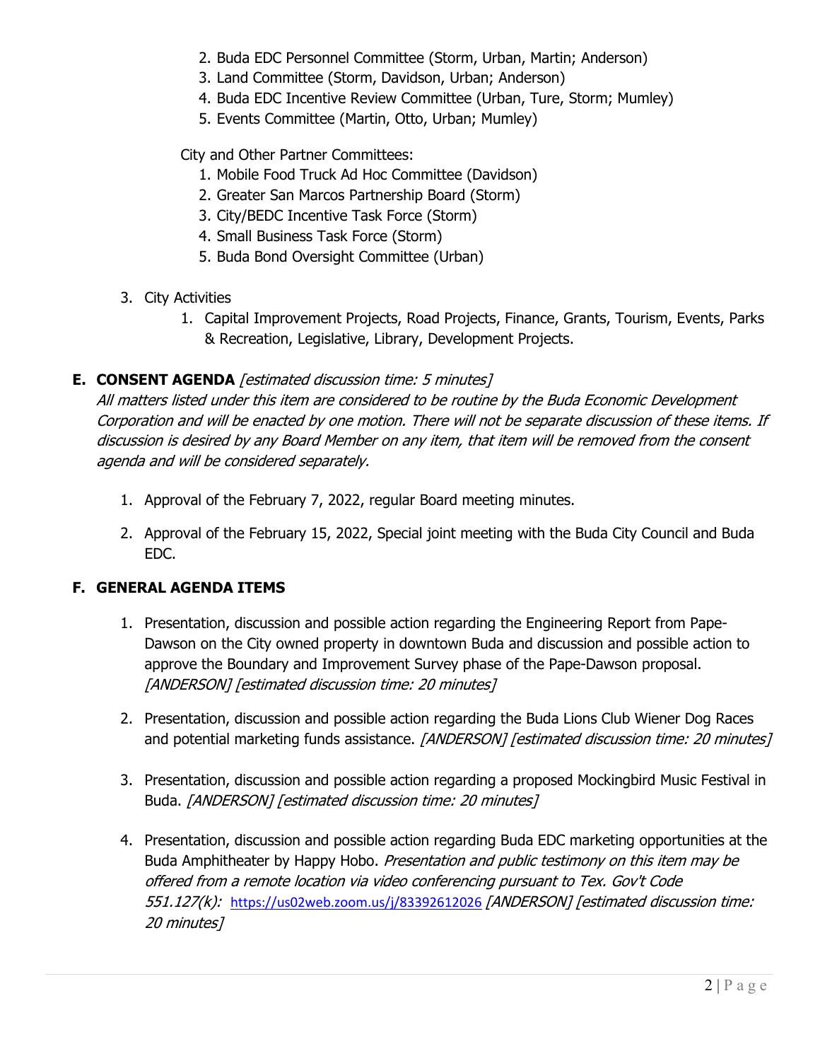2. Buda EDC Personnel Committee (Storm, Urban, Martin; Anderson)
3. Land Committee (Storm, Davidson, Urban; Anderson)
4. Buda EDC Incentive Review Committee (Urban, Ture, Storm; Mumley)
5. Events Committee (Martin, Otto, Urban; Mumley)

City and Other Partner Committees:

1. Mobile Food Truck Ad Hoc Committee (Davidson)
2. Greater San Marcos Partnership Board (Storm)
3. City/BEDC Incentive Task Force (Storm)
4. Small Business Task Force (Storm)
5. Buda Bond Oversight Committee (Urban)

3. City Activities
   1. Capital Improvement Projects, Road Projects, Finance, Grants, Tourism, Events, Parks & Recreation, Legislative, Library, Development Projects.

**E. CONSENT AGENDA** *[estimated discussion time: 5 minutes]*

*All matters listed under this item are considered to be routine by the Buda Economic Development Corporation and will be enacted by one motion. There will not be separate discussion of these items. If discussion is desired by any Board Member on any item, that item will be removed from the consent agenda and will be considered separately.*

1. Approval of the February 7, 2022, regular Board meeting minutes.

2. Approval of the February 15, 2022, Special joint meeting with the Buda City Council and Buda EDC.

**F. GENERAL AGENDA ITEMS**

1. Presentation, discussion and possible action regarding the Engineering Report from Pape-Dawson on the City owned property in downtown Buda and discussion and possible action to approve the Boundary and Improvement Survey phase of the Pape-Dawson proposal. *[ANDERSON] [estimated discussion time: 20 minutes]*

2. Presentation, discussion and possible action regarding the Buda Lions Club Wiener Dog Races and potential marketing funds assistance. *[ANDERSON] [estimated discussion time: 20 minutes]*

3. Presentation, discussion and possible action regarding a proposed Mockingbird Music Festival in Buda. *[ANDERSON] [estimated discussion time: 20 minutes]*

4. Presentation, discussion and possible action regarding Buda EDC marketing opportunities at the Buda Amphitheater by Happy Hobo. *Presentation and public testimony on this item may be offered from a remote location via video conferencing pursuant to Tex. Gov't Code 551.127(k):* https://us02web.zoom.us/j/83392612026 *[ANDERSON] [estimated discussion time: 20 minutes]*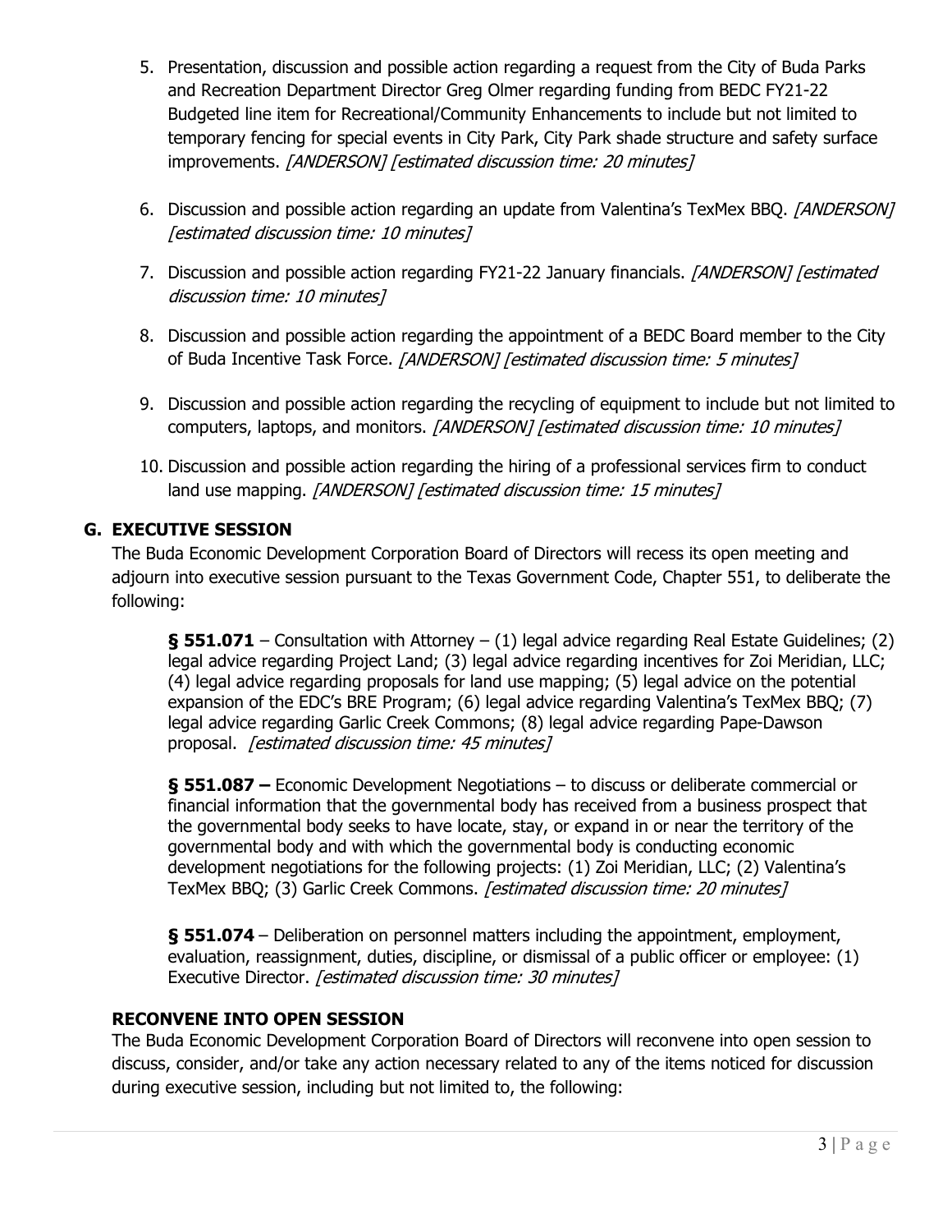5. Presentation, discussion and possible action regarding a request from the City of Buda Parks and Recreation Department Director Greg Olmer regarding funding from BEDC FY21-22 Budgeted line item for Recreational/Community Enhancements to include but not limited to temporary fencing for special events in City Park, City Park shade structure and safety surface improvements. *[ANDERSON] [estimated discussion time: 20 minutes]*

6. Discussion and possible action regarding an update from Valentina's TexMex BBQ. *[ANDERSON] [estimated discussion time: 10 minutes]*

7. Discussion and possible action regarding FY21-22 January financials. *[ANDERSON] [estimated discussion time: 10 minutes]*

8. Discussion and possible action regarding the appointment of a BEDC Board member to the City of Buda Incentive Task Force. *[ANDERSON] [estimated discussion time: 5 minutes]*

9. Discussion and possible action regarding the recycling of equipment to include but not limited to computers, laptops, and monitors. *[ANDERSON] [estimated discussion time: 10 minutes]*

10. Discussion and possible action regarding the hiring of a professional services firm to conduct land use mapping. *[ANDERSON] [estimated discussion time: 15 minutes]*

## G. EXECUTIVE SESSION

The Buda Economic Development Corporation Board of Directors will recess its open meeting and adjourn into executive session pursuant to the Texas Government Code, Chapter 551, to deliberate the following:

> **§ 551.071** – Consultation with Attorney – (1) legal advice regarding Real Estate Guidelines; (2) legal advice regarding Project Land; (3) legal advice regarding incentives for Zoi Meridian, LLC; (4) legal advice regarding proposals for land use mapping; (5) legal advice on the potential expansion of the EDC's BRE Program; (6) legal advice regarding Valentina's TexMex BBQ; (7) legal advice regarding Garlic Creek Commons; (8) legal advice regarding Pape-Dawson proposal. *[estimated discussion time: 45 minutes]*
>
> **§ 551.087 –** Economic Development Negotiations – to discuss or deliberate commercial or financial information that the governmental body has received from a business prospect that the governmental body seeks to have locate, stay, or expand in or near the territory of the governmental body and with which the governmental body is conducting economic development negotiations for the following projects: (1) Zoi Meridian, LLC; (2) Valentina's TexMex BBQ; (3) Garlic Creek Commons. *[estimated discussion time: 20 minutes]*
>
> **§ 551.074** – Deliberation on personnel matters including the appointment, employment, evaluation, reassignment, duties, discipline, or dismissal of a public officer or employee: (1) Executive Director. *[estimated discussion time: 30 minutes]*

### RECONVENE INTO OPEN SESSION

The Buda Economic Development Corporation Board of Directors will reconvene into open session to discuss, consider, and/or take any action necessary related to any of the items noticed for discussion during executive session, including but not limited to, the following: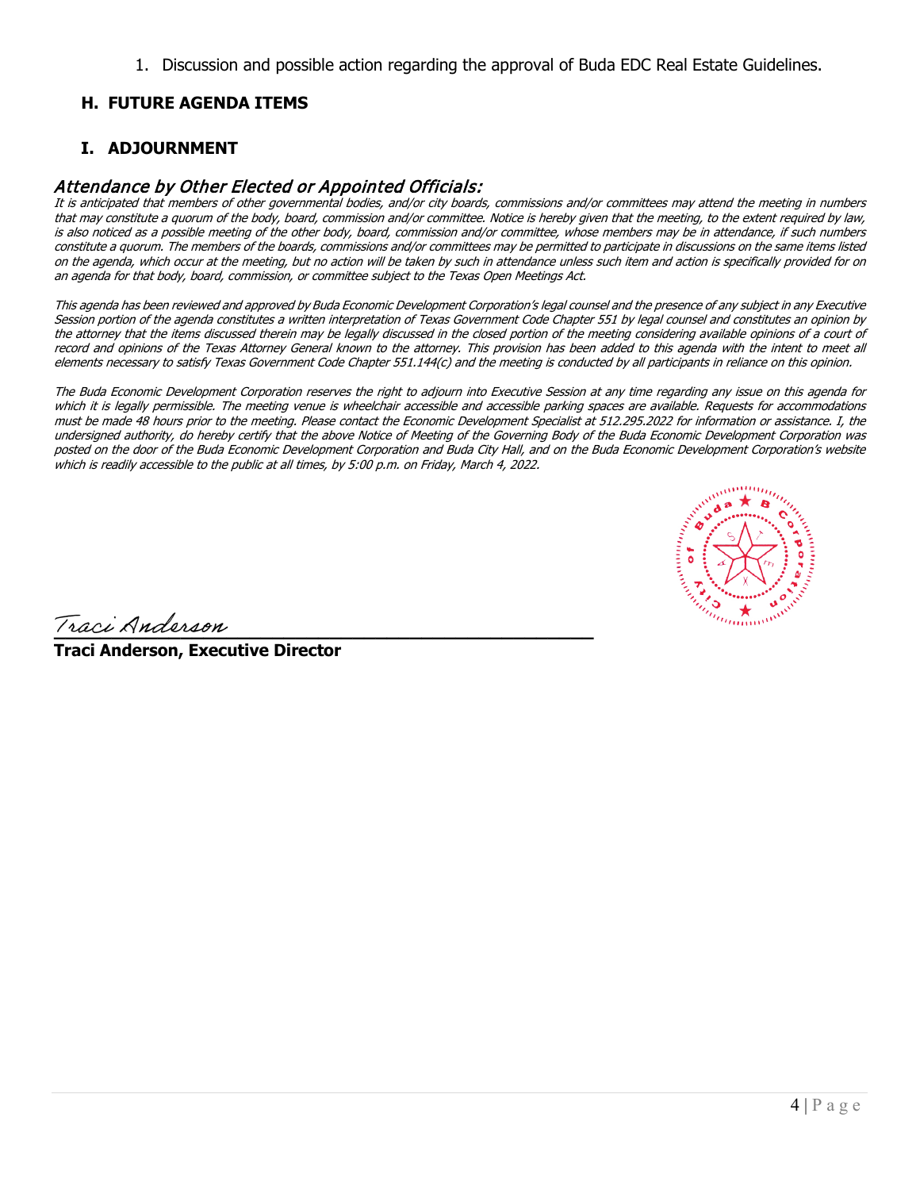1. Discussion and possible action regarding the approval of Buda EDC Real Estate Guidelines.

## H. FUTURE AGENDA ITEMS

## I. ADJOURNMENT

### *Attendance by Other Elected or Appointed Officials:*

*It is anticipated that members of other governmental bodies, and/or city boards, commissions and/or committees may attend the meeting in numbers that may constitute a quorum of the body, board, commission and/or committee. Notice is hereby given that the meeting, to the extent required by law, is also noticed as a possible meeting of the other body, board, commission and/or committee, whose members may be in attendance, if such numbers constitute a quorum. The members of the boards, commissions and/or committees may be permitted to participate in discussions on the same items listed on the agenda, which occur at the meeting, but no action will be taken by such in attendance unless such item and action is specifically provided for on an agenda for that body, board, commission, or committee subject to the Texas Open Meetings Act.*

*This agenda has been reviewed and approved by Buda Economic Development Corporation's legal counsel and the presence of any subject in any Executive Session portion of the agenda constitutes a written interpretation of Texas Government Code Chapter 551 by legal counsel and constitutes an opinion by the attorney that the items discussed therein may be legally discussed in the closed portion of the meeting considering available opinions of a court of record and opinions of the Texas Attorney General known to the attorney. This provision has been added to this agenda with the intent to meet all elements necessary to satisfy Texas Government Code Chapter 551.144(c) and the meeting is conducted by all participants in reliance on this opinion.*

*The Buda Economic Development Corporation reserves the right to adjourn into Executive Session at any time regarding any issue on this agenda for which it is legally permissible. The meeting venue is wheelchair accessible and accessible parking spaces are available. Requests for accommodations must be made 48 hours prior to the meeting. Please contact the Economic Development Specialist at 512.295.2022 for information or assistance. I, the undersigned authority, do hereby certify that the above Notice of Meeting of the Governing Body of the Buda Economic Development Corporation was posted on the door of the Buda Economic Development Corporation and Buda City Hall, and on the Buda Economic Development Corporation's website which is readily accessible to the public at all times, by 5:00 p.m. on Friday, March 4, 2022.*

*Traci Anderson*

**Traci Anderson, Executive Director**